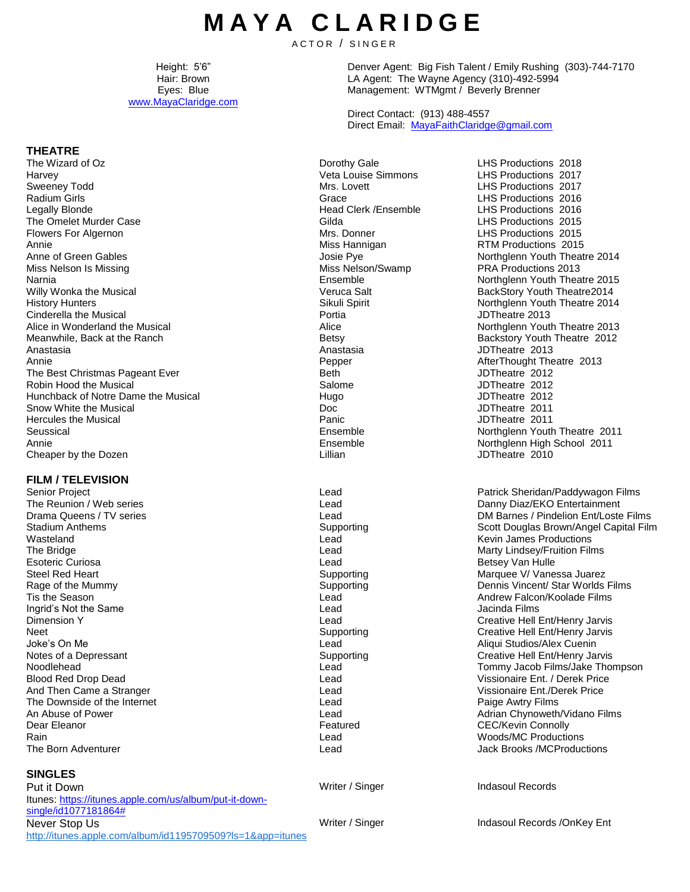# M A Y A  C L A R I D G E

A C T O R / S I N G E R

Height: 5'6"
Hair: Brown
Eyes: Blue
www.MayaClaridge.com

Denver Agent: Big Fish Talent / Emily Rushing (303)-744-7170
LA Agent: The Wayne Agency (310)-492-5994
Management: WTMgmt / Beverly Brenner

Direct Contact: (913) 488-4557
Direct Email: MayaFaithClaridge@gmail.com

## THEATRE

| | | |
|---|---|---|
| The Wizard of Oz | Dorothy Gale | LHS Productions 2018 |
| Harvey | Veta Louise Simmons | LHS Productions 2017 |
| Sweeney Todd | Mrs. Lovett | LHS Productions 2017 |
| Radium Girls | Grace | LHS Productions 2016 |
| Legally Blonde | Head Clerk /Ensemble | LHS Productions 2016 |
| The Omelet Murder Case | Gilda | LHS Productions 2015 |
| Flowers For Algernon | Mrs. Donner | LHS Productions 2015 |
| Annie | Miss Hannigan | RTM Productions 2015 |
| Anne of Green Gables | Josie Pye | Northglenn Youth Theatre 2014 |
| Miss Nelson Is Missing | Miss Nelson/Swamp | PRA Productions 2013 |
| Narnia | Ensemble | Northglenn Youth Theatre 2015 |
| Willy Wonka the Musical | Veruca Salt | BackStory Youth Theatre2014 |
| History Hunters | Sikuli Spirit | Northglenn Youth Theatre 2014 |
| Cinderella the Musical | Portia | JDTheatre 2013 |
| Alice in Wonderland the Musical | Alice | Northglenn Youth Theatre 2013 |
| Meanwhile, Back at the Ranch | Betsy | Backstory Youth Theatre 2012 |
| Anastasia | Anastasia | JDTheatre 2013 |
| Annie | Pepper | AfterThought Theatre 2013 |
| The Best Christmas Pageant Ever | Beth | JDTheatre 2012 |
| Robin Hood the Musical | Salome | JDTheatre 2012 |
| Hunchback of Notre Dame the Musical | Hugo | JDTheatre 2012 |
| Snow White the Musical | Doc | JDTheatre 2011 |
| Hercules the Musical | Panic | JDTheatre 2011 |
| Seussical | Ensemble | Northglenn Youth Theatre 2011 |
| Annie | Ensemble | Northglenn High School 2011 |
| Cheaper by the Dozen | Lillian | JDTheatre 2010 |

## FILM / TELEVISION

| | | |
|---|---|---|
| Senior Project | Lead | Patrick Sheridan/Paddywagon Films |
| The Reunion / Web series | Lead | Danny Diaz/EKO Entertainment |
| Drama Queens / TV series | Lead | DM Barnes / Pindelion Ent/Loste Films |
| Stadium Anthems | Supporting | Scott Douglas Brown/Angel Capital Film |
| Wasteland | Lead | Kevin James Productions |
| The Bridge | Lead | Marty Lindsey/Fruition Films |
| Esoteric Curiosa | Lead | Betsey Van Hulle |
| Steel Red Heart | Supporting | Marquee V/ Vanessa Juarez |
| Rage of the Mummy | Supporting | Dennis Vincent/ Star Worlds Films |
| Tis the Season | Lead | Andrew Falcon/Koolade Films |
| Ingrid's Not the Same | Lead | Jacinda Films |
| Dimension Y | Lead | Creative Hell Ent/Henry Jarvis |
| Neet | Supporting | Creative Hell Ent/Henry Jarvis |
| Joke's On Me | Lead | Aliqui Studios/Alex Cuenin |
| Notes of a Depressant | Supporting | Creative Hell Ent/Henry Jarvis |
| Noodlehead | Lead | Tommy Jacob Films/Jake Thompson |
| Blood Red Drop Dead | Lead | Vissionaire Ent. / Derek Price |
| And Then Came a Stranger | Lead | Vissionaire Ent./Derek Price |
| The Downside of the Internet | Lead | Paige Awtry Films |
| An Abuse of Power | Lead | Adrian Chynoweth/Vidano Films |
| Dear Eleanor | Featured | CEC/Kevin Connolly |
| Rain | Lead | Woods/MC Productions |
| The Born Adventurer | Lead | Jack Brooks /MCProductions |

## SINGLES

| | | |
|---|---|---|
| Put it Down<br>Itunes: https://itunes.apple.com/us/album/put-it-down-single/id1077181864# | Writer / Singer | Indasoul Records |
| Never Stop Us<br>http://itunes.apple.com/album/id1195709509?ls=1&app=itunes | Writer / Singer | Indasoul Records /OnKey Ent |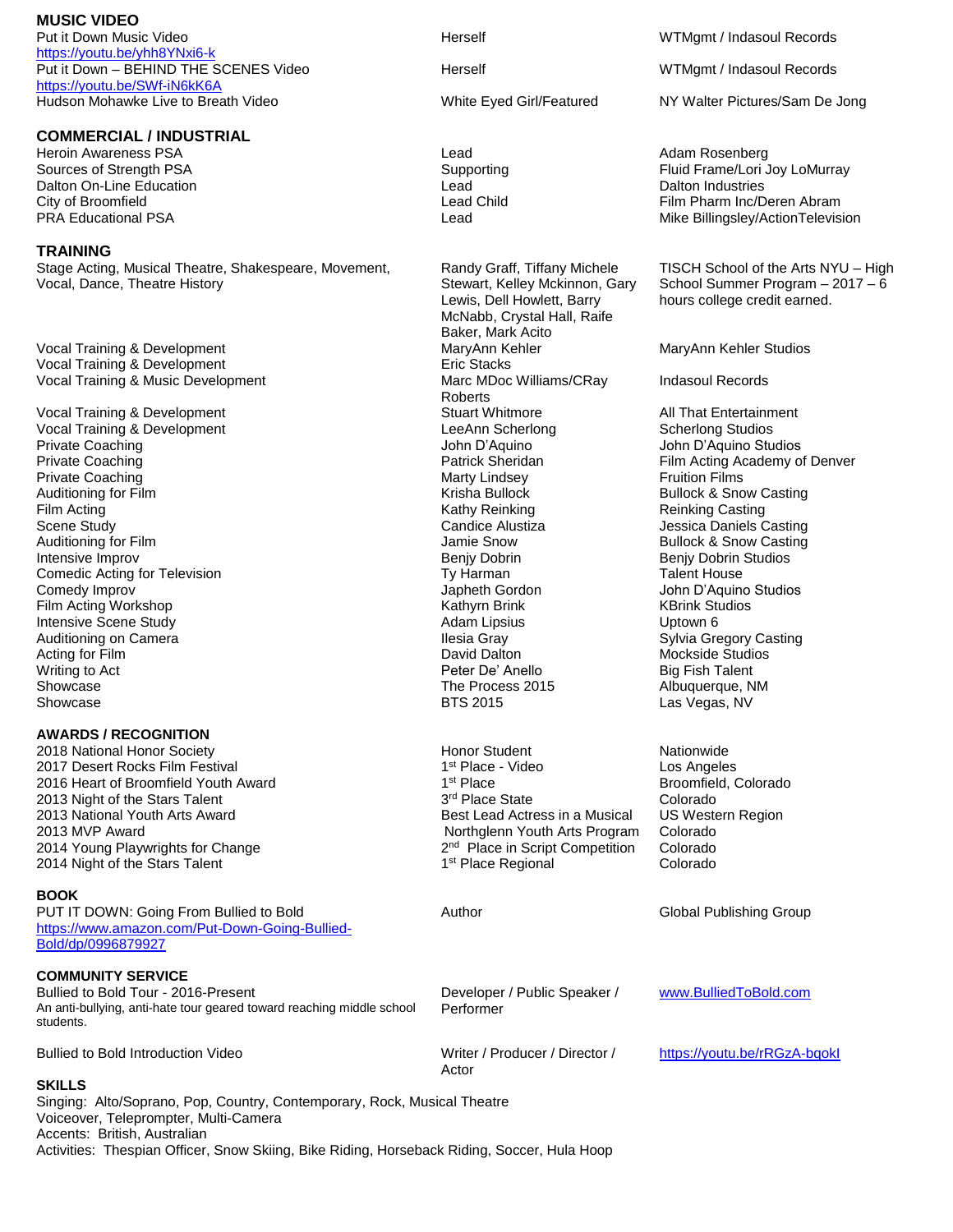## MUSIC VIDEO

| | | |
|---|---|---|
| Put it Down Music Video https://youtu.be/yhh8YNxi6-k | Herself | WTMgmt / Indasoul Records |
| Put it Down – BEHIND THE SCENES Video https://youtu.be/SWf-iN6kK6A | Herself | WTMgmt / Indasoul Records |
| Hudson Mohawke Live to Breath Video | White Eyed Girl/Featured | NY Walter Pictures/Sam De Jong |

## COMMERCIAL / INDUSTRIAL

| | | |
|---|---|---|
| Heroin Awareness PSA | Lead | Adam Rosenberg |
| Sources of Strength PSA | Supporting | Fluid Frame/Lori Joy LoMurray |
| Dalton On-Line Education | Lead | Dalton Industries |
| City of Broomfield | Lead Child | Film Pharm Inc/Deren Abram |
| PRA Educational PSA | Lead | Mike Billingsley/ActionTelevision |

## TRAINING

| | | |
|---|---|---|
| Stage Acting, Musical Theatre, Shakespeare, Movement, Vocal, Dance, Theatre History | Randy Graff, Tiffany Michele Stewart, Kelley Mckinnon, Gary Lewis, Dell Howlett, Barry McNabb, Crystal Hall, Raife Baker, Mark Acito | TISCH School of the Arts NYU – High School Summer Program – 2017 – 6 hours college credit earned. |
| Vocal Training & Development | MaryAnn Kehler | MaryAnn Kehler Studios |
| Vocal Training & Development | Eric Stacks | |
| Vocal Training & Music Development | Marc MDoc Williams/CRay Roberts | Indasoul Records |
| Vocal Training & Development | Stuart Whitmore | All That Entertainment |
| Vocal Training & Development | LeeAnn Scherlong | Scherlong Studios |
| Private Coaching | John D'Aquino | John D'Aquino Studios |
| Private Coaching | Patrick Sheridan | Film Acting Academy of Denver |
| Private Coaching | Marty Lindsey | Fruition Films |
| Auditioning for Film | Krisha Bullock | Bullock & Snow Casting |
| Film Acting | Kathy Reinking | Reinking Casting |
| Scene Study | Candice Alustiza | Jessica Daniels Casting |
| Auditioning for Film | Jamie Snow | Bullock & Snow Casting |
| Intensive Improv | Benjy Dobrin | Benjy Dobrin Studios |
| Comedic Acting for Television | Ty Harman | Talent House |
| Comedy Improv | Japheth Gordon | John D'Aquino Studios |
| Film Acting Workshop | Kathyrn Brink | KBrink Studios |
| Intensive Scene Study | Adam Lipsius | Uptown 6 |
| Auditioning on Camera | Ilesia Gray | Sylvia Gregory Casting |
| Acting for Film | David Dalton | Mockside Studios |
| Writing to Act | Peter De' Anello | Big Fish Talent |
| Showcase | The Process 2015 | Albuquerque, NM |
| Showcase | BTS 2015 | Las Vegas, NV |

## AWARDS / RECOGNITION

| | | |
|---|---|---|
| 2018 National Honor Society | Honor Student | Nationwide |
| 2017 Desert Rocks Film Festival | 1st Place - Video | Los Angeles |
| 2016 Heart of Broomfield Youth Award | 1st Place | Broomfield, Colorado |
| 2013 Night of the Stars Talent | 3rd Place State | Colorado |
| 2013 National Youth Arts Award | Best Lead Actress in a Musical | US Western Region |
| 2013 MVP Award | Northglenn Youth Arts Program | Colorado |
| 2014 Young Playwrights for Change | 2nd Place in Script Competition | Colorado |
| 2014 Night of the Stars Talent | 1st Place Regional | Colorado |

## BOOK

| | | |
|---|---|---|
| PUT IT DOWN: Going From Bullied to Bold https://www.amazon.com/Put-Down-Going-Bullied-Bold/dp/0996879927 | Author | Global Publishing Group |

## COMMUNITY SERVICE

| | | |
|---|---|---|
| Bullied to Bold Tour - 2016-Present<br>An anti-bullying, anti-hate tour geared toward reaching middle school students. | Developer / Public Speaker / Performer | www.BulliedToBold.com |
| Bullied to Bold Introduction Video | Writer / Producer / Director / Actor | https://youtu.be/rRGzA-bqokI |

## SKILLS

Singing: Alto/Soprano, Pop, Country, Contemporary, Rock, Musical Theatre
Voiceover, Teleprompter, Multi-Camera
Accents: British, Australian
Activities: Thespian Officer, Snow Skiing, Bike Riding, Horseback Riding, Soccer, Hula Hoop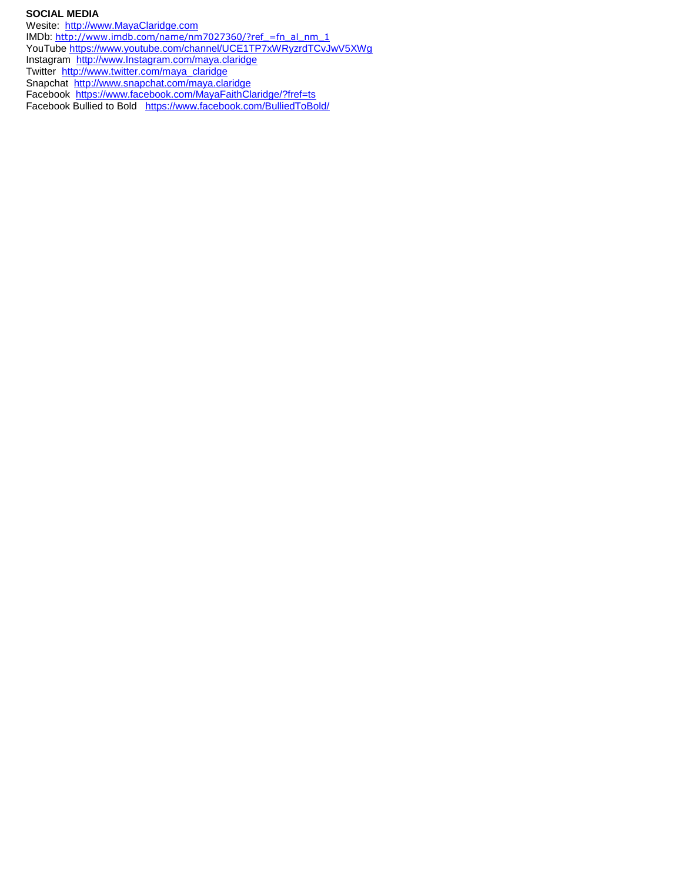**SOCIAL MEDIA**

Wesite: http://www.MayaClaridge.com
IMDb: http://www.imdb.com/name/nm7027360/?ref_=fn_al_nm_1
YouTube https://www.youtube.com/channel/UCE1TP7xWRyzrdTCvJwV5XWg
Instagram http://www.Instagram.com/maya.claridge
Twitter http://www.twitter.com/maya_claridge
Snapchat http://www.snapchat.com/maya.claridge
Facebook https://www.facebook.com/MayaFaithClaridge/?fref=ts
Facebook Bullied to Bold https://www.facebook.com/BulliedToBold/